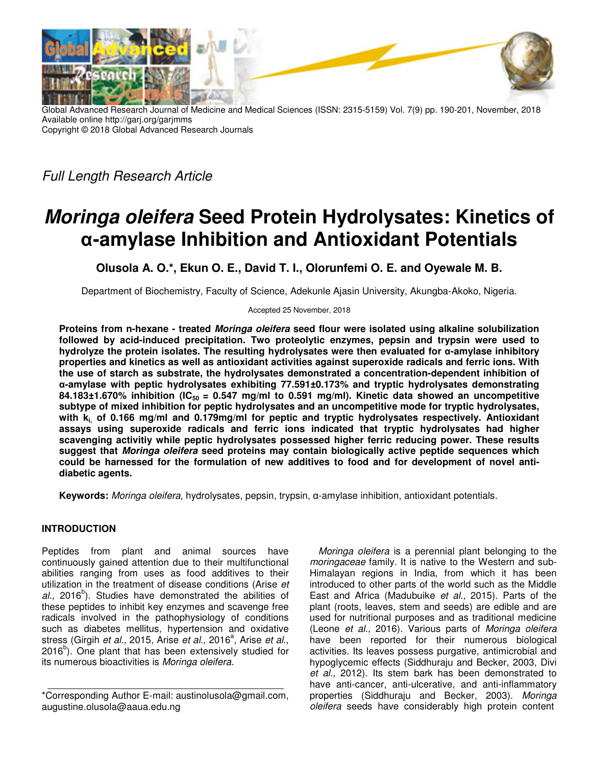Global Advanced Research Journal of Medicine and Medical Sciences (ISSN: 2315-5159) Vol. 7(9) pp. 190-201, November, 2018
Available online http://garj.org/garjmms
Copyright © 2018 Global Advanced Research Journals

*Full Length Research Article*

# *Moringa oleifera* Seed Protein Hydrolysates: Kinetics of α-amylase Inhibition and Antioxidant Potentials

**Olusola A. O.\*, Ekun O. E., David T. I., Olorunfemi O. E. and Oyewale M. B.**

Department of Biochemistry, Faculty of Science, Adekunle Ajasin University, Akungba-Akoko, Nigeria.

Accepted 25 November, 2018

**Proteins from n-hexane - treated *Moringa oleifera* seed flour were isolated using alkaline solubilization followed by acid-induced precipitation. Two proteolytic enzymes, pepsin and trypsin were used to hydrolyze the protein isolates. The resulting hydrolysates were then evaluated for α-amylase inhibitory properties and kinetics as well as antioxidant activities against superoxide radicals and ferric ions. With the use of starch as substrate, the hydrolysates demonstrated a concentration-dependent inhibition of α-amylase with peptic hydrolysates exhibiting 77.591±0.173% and tryptic hydrolysates demonstrating 84.183±1.670% inhibition ($IC_{50}$ = 0.547 mg/ml to 0.591 mg/ml). Kinetic data showed an uncompetitive subtype of mixed inhibition for peptic hydrolysates and an uncompetitive mode for tryptic hydrolysates, with $k_{i,}$ of 0.166 mg/ml and 0.179mg/ml for peptic and tryptic hydrolysates respectively. Antioxidant assays using superoxide radicals and ferric ions indicated that tryptic hydrolysates had higher scavenging activitiy while peptic hydrolysates possessed higher ferric reducing power. These results suggest that *Moringa oleifera* seed proteins may contain biologically active peptide sequences which could be harnessed for the formulation of new additives to food and for development of novel anti-diabetic agents.**

**Keywords:** *Moringa oleifera*, hydrolysates, pepsin, trypsin, α-amylase inhibition, antioxidant potentials.

## INTRODUCTION

Peptides from plant and animal sources have continuously gained attention due to their multifunctional abilities ranging from uses as food additives to their utilization in the treatment of disease conditions (Arise *et al.,* 2016[b]). Studies have demonstrated the abilities of these peptides to inhibit key enzymes and scavenge free radicals involved in the pathophysiology of conditions such as diabetes mellitus, hypertension and oxidative stress (Girgih *et al.,* 2015, Arise *et al.,* 2016[a], Arise *et al.,* 2016[b]). One plant that has been extensively studied for its numerous bioactivities is *Moringa oleifera.*

*Moringa oleifera* is a perennial plant belonging to the *moringaceae* family. It is native to the Western and sub-Himalayan regions in India, from which it has been introduced to other parts of the world such as the Middle East and Africa (Madubuike *et al.,* 2015). Parts of the plant (roots, leaves, stem and seeds) are edible and are used for nutritional purposes and as traditional medicine (Leone *et al.,* 2016). Various parts of *Moringa oleifera* have been reported for their numerous biological activities. Its leaves possess purgative, antimicrobial and hypoglycemic effects (Siddhuraju and Becker, 2003, Divi *et al.,* 2012). Its stem bark has been demonstrated to have anti-cancer, anti-ulcerative, and anti-inflammatory properties (Siddhuraju and Becker, 2003). *Moringa oleifera* seeds have considerably high protein content

\*Corresponding Author E-mail: austinolusola@gmail.com, augustine.olusola@aaua.edu.ng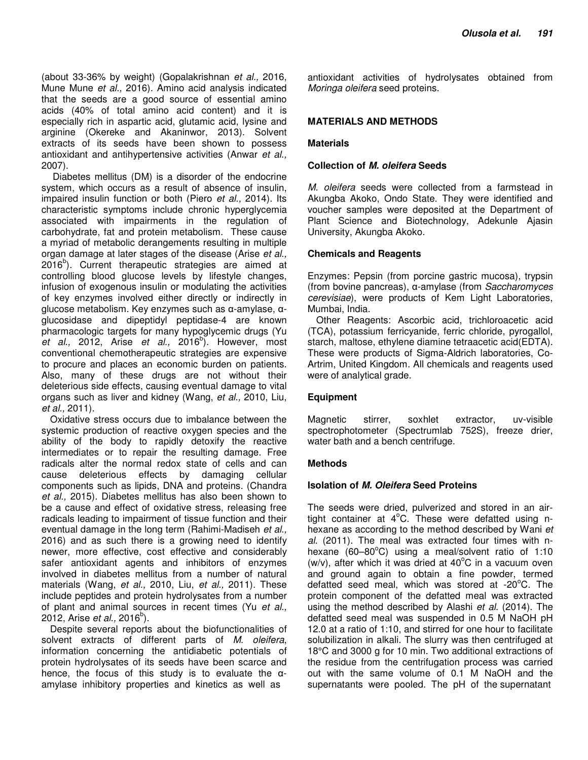(about 33-36% by weight) (Gopalakrishnan *et al.,* 2016, Mune Mune *et al.,* 2016). Amino acid analysis indicated that the seeds are a good source of essential amino acids (40% of total amino acid content) and it is especially rich in aspartic acid, glutamic acid, lysine and arginine (Okereke and Akaninwor, 2013). Solvent extracts of its seeds have been shown to possess antioxidant and antihypertensive activities (Anwar *et al.,* 2007).

Diabetes mellitus (DM) is a disorder of the endocrine system, which occurs as a result of absence of insulin, impaired insulin function or both (Piero *et al.,* 2014). Its characteristic symptoms include chronic hyperglycemia associated with impairments in the regulation of carbohydrate, fat and protein metabolism. These cause a myriad of metabolic derangements resulting in multiple organ damage at later stages of the disease (Arise *et al.,* 2016[b]). Current therapeutic strategies are aimed at controlling blood glucose levels by lifestyle changes, infusion of exogenous insulin or modulating the activities of key enzymes involved either directly or indirectly in glucose metabolism. Key enzymes such as α-amylase, α-glucosidase and dipeptidyl peptidase-4 are known pharmacologic targets for many hypoglycemic drugs (Yu *et al.,* 2012, Arise *et al.,* 2016[b]). However, most conventional chemotherapeutic strategies are expensive to procure and places an economic burden on patients. Also, many of these drugs are not without their deleterious side effects, causing eventual damage to vital organs such as liver and kidney (Wang, *et al.,* 2010, Liu, *et al.,* 2011).

Oxidative stress occurs due to imbalance between the systemic production of reactive oxygen species and the ability of the body to rapidly detoxify the reactive intermediates or to repair the resulting damage. Free radicals alter the normal redox state of cells and can cause deleterious effects by damaging cellular components such as lipids, DNA and proteins. (Chandra *et al.,* 2015). Diabetes mellitus has also been shown to be a cause and effect of oxidative stress, releasing free radicals leading to impairment of tissue function and their eventual damage in the long term (Rahimi-Madiseh *et al.,* 2016) and as such there is a growing need to identify newer, more effective, cost effective and considerably safer antioxidant agents and inhibitors of enzymes involved in diabetes mellitus from a number of natural materials (Wang, *et al.,* 2010, Liu, *et al.,* 2011). These include peptides and protein hydrolysates from a number of plant and animal sources in recent times (Yu *et al.,* 2012, Arise *et al.,* 2016[b]).

Despite several reports about the biofunctionalities of solvent extracts of different parts of *M. oleifera*, information concerning the antidiabetic potentials of protein hydrolysates of its seeds have been scarce and hence, the focus of this study is to evaluate the α-amylase inhibitory properties and kinetics as well as antioxidant activities of hydrolysates obtained from *Moringa oleifera* seed proteins.

## MATERIALS AND METHODS

### Materials

#### Collection of *M. oleifera* Seeds

*M. oleifera* seeds were collected from a farmstead in Akungba Akoko, Ondo State. They were identified and voucher samples were deposited at the Department of Plant Science and Biotechnology, Adekunle Ajasin University, Akungba Akoko.

#### Chemicals and Reagents

Enzymes: Pepsin (from porcine gastric mucosa), trypsin (from bovine pancreas), α-amylase (from *Saccharomyces cerevisiae*), were products of Kem Light Laboratories, Mumbai, India.

Other Reagents: Ascorbic acid, trichloroacetic acid (TCA), potassium ferricyanide, ferric chloride, pyrogallol, starch, maltose, ethylene diamine tetraacetic acid(EDTA). These were products of Sigma-Aldrich laboratories, Co-Artrim, United Kingdom. All chemicals and reagents used were of analytical grade.

#### Equipment

Magnetic stirrer, soxhlet extractor, uv-visible spectrophotometer (Spectrumlab 752S), freeze drier, water bath and a bench centrifuge.

### Methods

#### Isolation of *M. Oleifera* Seed Proteins

The seeds were dried, pulverized and stored in an air-tight container at 4°C. These were defatted using n-hexane as according to the method described by Wani *et al.* (2011). The meal was extracted four times with n-hexane (60–80°C) using a meal/solvent ratio of 1:10 (w/v), after which it was dried at 40°C in a vacuum oven and ground again to obtain a fine powder, termed defatted seed meal, which was stored at -20°C. The protein component of the defatted meal was extracted using the method described by Alashi *et al.* (2014). The defatted seed meal was suspended in 0.5 M NaOH pH 12.0 at a ratio of 1:10, and stirred for one hour to facilitate solubilization in alkali. The slurry was then centrifuged at 18°C and 3000 g for 10 min. Two additional extractions of the residue from the centrifugation process was carried out with the same volume of 0.1 M NaOH and the supernatants were pooled. The pH of the supernatant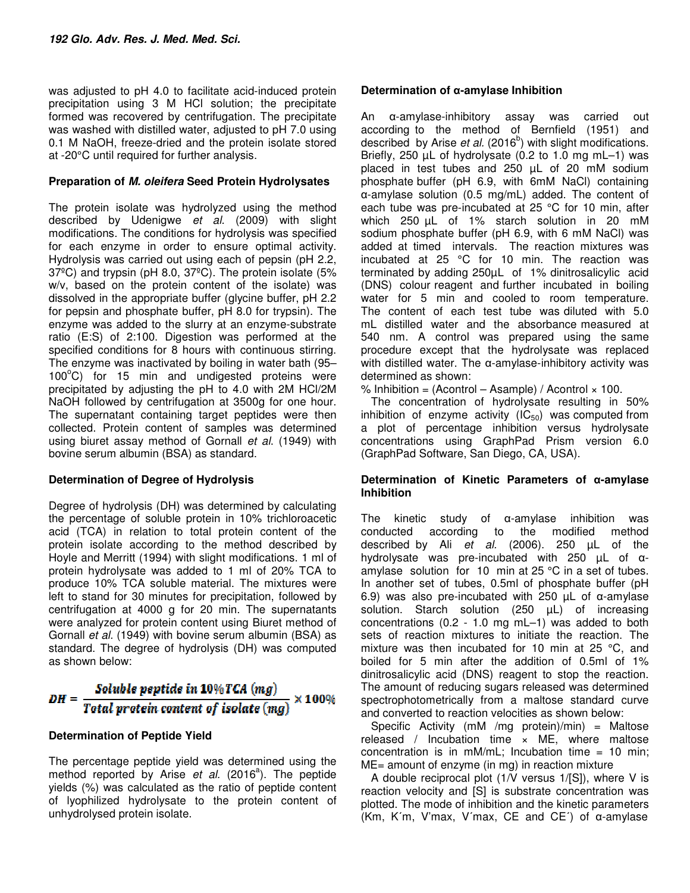was adjusted to pH 4.0 to facilitate acid-induced protein precipitation using 3 M HCl solution; the precipitate formed was recovered by centrifugation. The precipitate was washed with distilled water, adjusted to pH 7.0 using 0.1 M NaOH, freeze-dried and the protein isolate stored at -20°C until required for further analysis.

### Preparation of *M. oleifera* Seed Protein Hydrolysates

The protein isolate was hydrolyzed using the method described by Udenigwe *et al.* (2009) with slight modifications. The conditions for hydrolysis was specified for each enzyme in order to ensure optimal activity. Hydrolysis was carried out using each of pepsin (pH 2.2, 37ºC) and trypsin (pH 8.0, 37ºC). The protein isolate (5% w/v, based on the protein content of the isolate) was dissolved in the appropriate buffer (glycine buffer, pH 2.2 for pepsin and phosphate buffer, pH 8.0 for trypsin). The enzyme was added to the slurry at an enzyme-substrate ratio (E:S) of 2:100. Digestion was performed at the specified conditions for 8 hours with continuous stirring. The enzyme was inactivated by boiling in water bath (95–100$^{o}$C) for 15 min and undigested proteins were precipitated by adjusting the pH to 4.0 with 2M HCl/2M NaOH followed by centrifugation at 3500g for one hour. The supernatant containing target peptides were then collected. Protein content of samples was determined using biuret assay method of Gornall *et al*. (1949) with bovine serum albumin (BSA) as standard.

### Determination of Degree of Hydrolysis

Degree of hydrolysis (DH) was determined by calculating the percentage of soluble protein in 10% trichloroacetic acid (TCA) in relation to total protein content of the protein isolate according to the method described by Hoyle and Merritt (1994) with slight modifications. 1 ml of protein hydrolysate was added to 1 ml of 20% TCA to produce 10% TCA soluble material. The mixtures were left to stand for 30 minutes for precipitation, followed by centrifugation at 4000 g for 20 min. The supernatants were analyzed for protein content using Biuret method of Gornall *et al*. (1949) with bovine serum albumin (BSA) as standard. The degree of hydrolysis (DH) was computed as shown below:

$$DH = \frac{\text{Soluble peptide in 10\% TCA (mg)}}{\text{Total protein content of isolate (mg)}} \times 100\%$$

### Determination of Peptide Yield

The percentage peptide yield was determined using the method reported by Arise *et al.* (2016[a]). The peptide yields (%) was calculated as the ratio of peptide content of lyophilized hydrolysate to the protein content of unhydrolysed protein isolate.

### Determination of α-amylase Inhibition

An α-amylase-inhibitory assay was carried out according to the method of Bernfield (1951) and described by Arise *et al.* (2016[b]) with slight modifications. Briefly, 250 µL of hydrolysate (0.2 to 1.0 mg mL–1) was placed in test tubes and 250 µL of 20 mM sodium phosphate buffer (pH 6.9, with 6mM NaCl) containing α-amylase solution (0.5 mg/mL) added. The content of each tube was pre-incubated at 25 °C for 10 min, after which 250 µL of 1% starch solution in 20 mM sodium phosphate buffer (pH 6.9, with 6 mM NaCl) was added at timed intervals. The reaction mixtures was incubated at 25 °C for 10 min. The reaction was terminated by adding 250µL of 1% dinitrosalicylic acid (DNS) colour reagent and further incubated in boiling water for 5 min and cooled to room temperature. The content of each test tube was diluted with 5.0 mL distilled water and the absorbance measured at 540 nm. A control was prepared using the same procedure except that the hydrolysate was replaced with distilled water. The α-amylase-inhibitory activity was determined as shown:

% Inhibition = (Acontrol – Asample) / Acontrol × 100.

The concentration of hydrolysate resulting in 50% inhibition of enzyme activity ($IC_{50}$) was computed from a plot of percentage inhibition versus hydrolysate concentrations using GraphPad Prism version 6.0 (GraphPad Software, San Diego, CA, USA).

### Determination of Kinetic Parameters of α-amylase Inhibition

The kinetic study of α-amylase inhibition was conducted according to the modified method described by Ali *et al.* (2006). 250 µL of the hydrolysate was pre-incubated with 250 µL of α-amylase solution for 10 min at 25 °C in a set of tubes. In another set of tubes, 0.5ml of phosphate buffer (pH 6.9) was also pre-incubated with 250 µL of α-amylase solution. Starch solution (250 µL) of increasing concentrations (0.2 - 1.0 mg mL–1) was added to both sets of reaction mixtures to initiate the reaction. The mixture was then incubated for 10 min at 25 °C, and boiled for 5 min after the addition of 0.5ml of 1% dinitrosalicylic acid (DNS) reagent to stop the reaction. The amount of reducing sugars released was determined spectrophotometrically from a maltose standard curve and converted to reaction velocities as shown below:

Specific Activity (mM /mg protein)/min) = Maltose released / Incubation time × ME, where maltose concentration is in mM/mL; Incubation time = 10 min; ME= amount of enzyme (in mg) in reaction mixture

A double reciprocal plot (1/V versus 1/[S]), where V is reaction velocity and [S] is substrate concentration was plotted. The mode of inhibition and the kinetic parameters (Km, K´m, V'max, V´max, CE and CE´) of α-amylase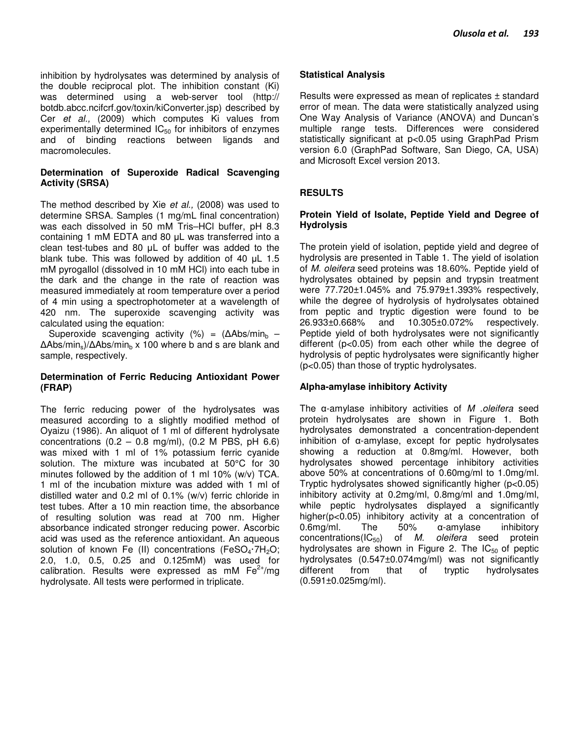inhibition by hydrolysates was determined by analysis of the double reciprocal plot. The inhibition constant (Ki) was determined using a web-server tool (http:// botdb.abcc.ncifcrf.gov/toxin/kiConverter.jsp) described by Cer *et al.,* (2009) which computes Ki values from experimentally determined $IC_{50}$ for inhibitors of enzymes and of binding reactions between ligands and macromolecules.

### Determination of Superoxide Radical Scavenging Activity (SRSA)

The method described by Xie *et al.,* (2008) was used to determine SRSA. Samples (1 mg/mL final concentration) was each dissolved in 50 mM Tris–HCl buffer, pH 8.3 containing 1 mM EDTA and 80 µL was transferred into a clean test-tubes and 80 µL of buffer was added to the blank tube. This was followed by addition of 40 µL 1.5 mM pyrogallol (dissolved in 10 mM HCl) into each tube in the dark and the change in the rate of reaction was measured immediately at room temperature over a period of 4 min using a spectrophotometer at a wavelength of 420 nm. The superoxide scavenging activity was calculated using the equation:

Superoxide scavenging activity (%) = $(\Delta Abs/min_b - \Delta Abs/min_s)/\Delta Abs/min_b \times 100$ where b and s are blank and sample, respectively.

### Determination of Ferric Reducing Antioxidant Power (FRAP)

The ferric reducing power of the hydrolysates was measured according to a slightly modified method of Oyaizu (1986). An aliquot of 1 ml of different hydrolysate concentrations (0.2 – 0.8 mg/ml), (0.2 M PBS, pH 6.6) was mixed with 1 ml of 1% potassium ferric cyanide solution. The mixture was incubated at 50°C for 30 minutes followed by the addition of 1 ml 10% (w/v) TCA. 1 ml of the incubation mixture was added with 1 ml of distilled water and 0.2 ml of 0.1% (w/v) ferric chloride in test tubes. After a 10 min reaction time, the absorbance of resulting solution was read at 700 nm. Higher absorbance indicated stronger reducing power. Ascorbic acid was used as the reference antioxidant. An aqueous solution of known Fe (II) concentrations ($FeSO_4 \cdot 7H_2O$; 2.0, 1.0, 0.5, 0.25 and 0.125mM) was used for calibration. Results were expressed as mM $Fe^{2+}$/mg hydrolysate. All tests were performed in triplicate.

### Statistical Analysis

Results were expressed as mean of replicates ± standard error of mean. The data were statistically analyzed using One Way Analysis of Variance (ANOVA) and Duncan's multiple range tests. Differences were considered statistically significant at $p<0.05$ using GraphPad Prism version 6.0 (GraphPad Software, San Diego, CA, USA) and Microsoft Excel version 2013.

## RESULTS

### Protein Yield of Isolate, Peptide Yield and Degree of Hydrolysis

The protein yield of isolation, peptide yield and degree of hydrolysis are presented in Table 1. The yield of isolation of *M. oleifera* seed proteins was 18.60%. Peptide yield of hydrolysates obtained by pepsin and trypsin treatment were 77.720±1.045% and 75.979±1.393% respectively, while the degree of hydrolysis of hydrolysates obtained from peptic and tryptic digestion were found to be 26.933±0.668% and 10.305±0.072% respectively. Peptide yield of both hydrolysates were not significantly different ($p<0.05$) from each other while the degree of hydrolysis of peptic hydrolysates were significantly higher ($p<0.05$) than those of tryptic hydrolysates.

### Alpha-amylase inhibitory Activity

The α-amylase inhibitory activities of *M .oleifera* seed protein hydrolysates are shown in Figure 1. Both hydrolysates demonstrated a concentration-dependent inhibition of α-amylase, except for peptic hydrolysates showing a reduction at 0.8mg/ml. However, both hydrolysates showed percentage inhibitory activities above 50% at concentrations of 0.60mg/ml to 1.0mg/ml. Tryptic hydrolysates showed significantly higher ($p<0.05$) inhibitory activity at 0.2mg/ml, 0.8mg/ml and 1.0mg/ml, while peptic hydrolysates displayed a significantly higher($p<0.05$) inhibitory activity at a concentration of 0.6mg/ml. The 50% α-amylase inhibitory concentrations($IC_{50}$) of *M. oleifera* seed protein hydrolysates are shown in Figure 2. The $IC_{50}$ of peptic hydrolysates (0.547±0.074mg/ml) was not significantly different from that of tryptic hydrolysates (0.591±0.025mg/ml).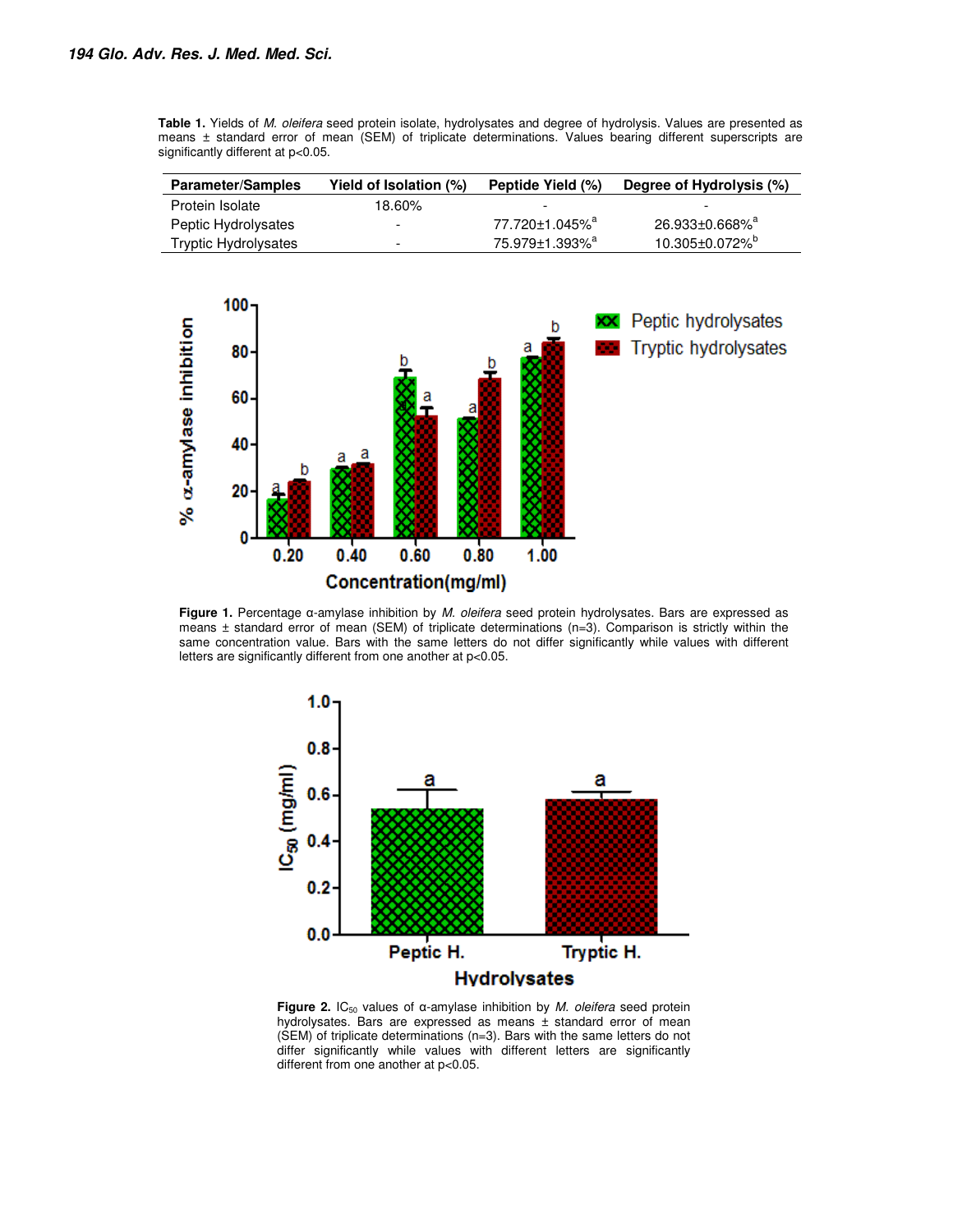**Table 1.** Yields of *M. oleifera* seed protein isolate, hydrolysates and degree of hydrolysis. Values are presented as means ± standard error of mean (SEM) of triplicate determinations. Values bearing different superscripts are significantly different at p<0.05.

| Parameter/Samples | Yield of Isolation (%) | Peptide Yield (%) | Degree of Hydrolysis (%) |
|---|---|---|---|
| Protein Isolate | 18.60% | - | - |
| Peptic Hydrolysates | - | 77.720±1.045%[a] | 26.933±0.668%[a] |
| Tryptic Hydrolysates | - | 75.979±1.393%[a] | 10.305±0.072%[b] |

**Figure 1.** Percentage α-amylase inhibition by *M. oleifera* seed protein hydrolysates. Bars are expressed as means ± standard error of mean (SEM) of triplicate determinations (n=3). Comparison is strictly within the same concentration value. Bars with the same letters do not differ significantly while values with different letters are significantly different from one another at p<0.05.

**Figure 2.** $IC_{50}$ values of α-amylase inhibition by *M. oleifera* seed protein hydrolysates. Bars are expressed as means ± standard error of mean (SEM) of triplicate determinations (n=3). Bars with the same letters do not differ significantly while values with different letters are significantly different from one another at p<0.05.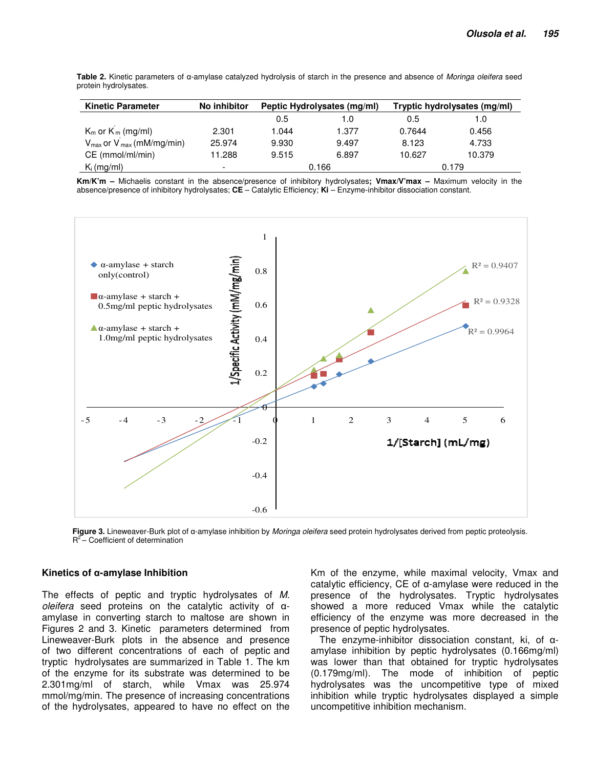**Table 2.** Kinetic parameters of α-amylase catalyzed hydrolysis of starch in the presence and absence of *Moringa oleifera* seed protein hydrolysates.

| Kinetic Parameter | No inhibitor | Peptic Hydrolysates (mg/ml) | | Tryptic hydrolysates (mg/ml) | |
|---|---|---|---|---|---|
| | | 0.5 | 1.0 | 0.5 | 1.0 |
| $K_m$ or $K'_m$ (mg/ml) | 2.301 | 1.044 | 1.377 | 0.7644 | 0.456 |
| $V_{max}$ or $V'_{max}$ (mM/mg/min) | 25.974 | 9.930 | 9.497 | 8.123 | 4.733 |
| CE (mmol/ml/min) | 11.288 | 9.515 | 6.897 | 10.627 | 10.379 |
| $K_i$ (mg/ml) | - | 0.166 | | 0.179 | |

**Km/K'm –** Michaelis constant in the absence/presence of inhibitory hydrolysates**; Vmax/V'max –** Maximum velocity in the absence/presence of inhibitory hydrolysates; **CE** – Catalytic Efficiency; **Ki** – Enzyme-inhibitor dissociation constant.

**Figure 3.** Lineweaver-Burk plot of α-amylase inhibition by *Moringa oleifera* seed protein hydrolysates derived from peptic proteolysis. $R^2$ – Coefficient of determination

### Kinetics of α-amylase Inhibition

The effects of peptic and tryptic hydrolysates of *M. oleifera* seed proteins on the catalytic activity of α-amylase in converting starch to maltose are shown in Figures 2 and 3. Kinetic parameters determined from Lineweaver-Burk plots in the absence and presence of two different concentrations of each of peptic and tryptic hydrolysates are summarized in Table 1. The km of the enzyme for its substrate was determined to be 2.301mg/ml of starch, while Vmax was 25.974 mmol/mg/min. The presence of increasing concentrations of the hydrolysates, appeared to have no effect on the Km of the enzyme, while maximal velocity, Vmax and catalytic efficiency, CE of α-amylase were reduced in the presence of the hydrolysates. Tryptic hydrolysates showed a more reduced Vmax while the catalytic efficiency of the enzyme was more decreased in the presence of peptic hydrolysates.

The enzyme-inhibitor dissociation constant, ki, of α-amylase inhibition by peptic hydrolysates (0.166mg/ml) was lower than that obtained for tryptic hydrolysates (0.179mg/ml). The mode of inhibition of peptic hydrolysates was the uncompetitive type of mixed inhibition while tryptic hydrolysates displayed a simple uncompetitive inhibition mechanism.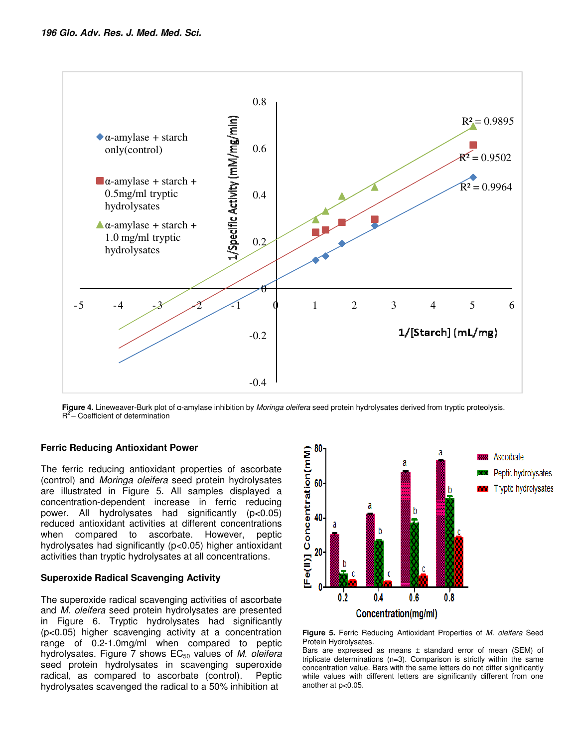Figure 4. Lineweaver-Burk plot of α-amylase inhibition by *Moringa oleifera* seed protein hydrolysates derived from tryptic proteolysis. $R^2$ – Coefficient of determination

### Ferric Reducing Antioxidant Power

The ferric reducing antioxidant properties of ascorbate (control) and *Moringa oleifera* seed protein hydrolysates are illustrated in Figure 5. All samples displayed a concentration-dependent increase in ferric reducing power. All hydrolysates had significantly ($p<0.05$) reduced antioxidant activities at different concentrations when compared to ascorbate. However, peptic hydrolysates had significantly ($p<0.05$) higher antioxidant activities than tryptic hydrolysates at all concentrations.

Figure 5. Ferric Reducing Antioxidant Properties of *M. oleifera* Seed Protein Hydrolysates.
Bars are expressed as means ± standard error of mean (SEM) of triplicate determinations (n=3). Comparison is strictly within the same concentration value. Bars with the same letters do not differ significantly while values with different letters are significantly different from one another at $p<0.05$.

### Superoxide Radical Scavenging Activity

The superoxide radical scavenging activities of ascorbate and *M. oleifera* seed protein hydrolysates are presented in Figure 6. Tryptic hydrolysates had significantly ($p<0.05$) higher scavenging activity at a concentration range of 0.2-1.0mg/ml when compared to peptic hydrolysates. Figure 7 shows $EC_{50}$ values of *M. oleifera* seed protein hydrolysates in scavenging superoxide radical, as compared to ascorbate (control). Peptic hydrolysates scavenged the radical to a 50% inhibition at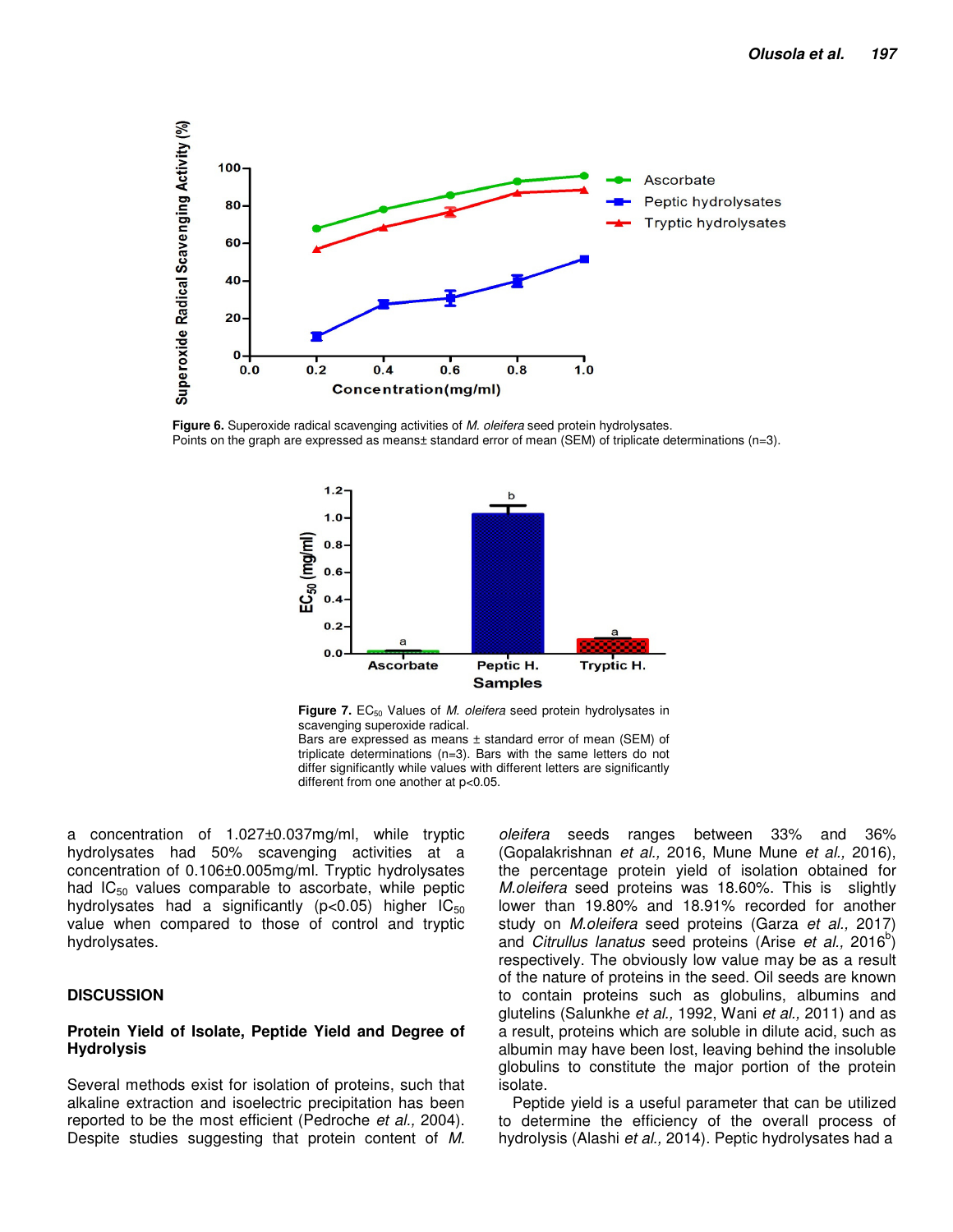**Figure 6.** Superoxide radical scavenging activities of *M. oleifera* seed protein hydrolysates.
Points on the graph are expressed as means± standard error of mean (SEM) of triplicate determinations (n=3).

**Figure 7.** $EC_{50}$ Values of *M. oleifera* seed protein hydrolysates in scavenging superoxide radical.
Bars are expressed as means ± standard error of mean (SEM) of triplicate determinations (n=3). Bars with the same letters do not differ significantly while values with different letters are significantly different from one another at p<0.05.

a concentration of 1.027±0.037mg/ml, while tryptic hydrolysates had 50% scavenging activities at a concentration of 0.106±0.005mg/ml. Tryptic hydrolysates had $IC_{50}$ values comparable to ascorbate, while peptic hydrolysates had a significantly ($p<0.05$) higher $IC_{50}$ value when compared to those of control and tryptic hydrolysates.

## DISCUSSION

### Protein Yield of Isolate, Peptide Yield and Degree of Hydrolysis

Several methods exist for isolation of proteins, such that alkaline extraction and isoelectric precipitation has been reported to be the most efficient (Pedroche *et al.,* 2004). Despite studies suggesting that protein content of *M. oleifera* seeds ranges between 33% and 36% (Gopalakrishnan *et al.,* 2016, Mune Mune *et al.,* 2016), the percentage protein yield of isolation obtained for *M.oleifera* seed proteins was 18.60%. This is slightly lower than 19.80% and 18.91% recorded for another study on *M.oleifera* seed proteins (Garza *et al.,* 2017) and *Citrullus lanatus* seed proteins (Arise *et al.,* 2016[b]) respectively. The obviously low value may be as a result of the nature of proteins in the seed. Oil seeds are known to contain proteins such as globulins, albumins and glutelins (Salunkhe *et al.,* 1992, Wani *et al.,* 2011) and as a result, proteins which are soluble in dilute acid, such as albumin may have been lost, leaving behind the insoluble globulins to constitute the major portion of the protein isolate.

Peptide yield is a useful parameter that can be utilized to determine the efficiency of the overall process of hydrolysis (Alashi *et al.,* 2014). Peptic hydrolysates had a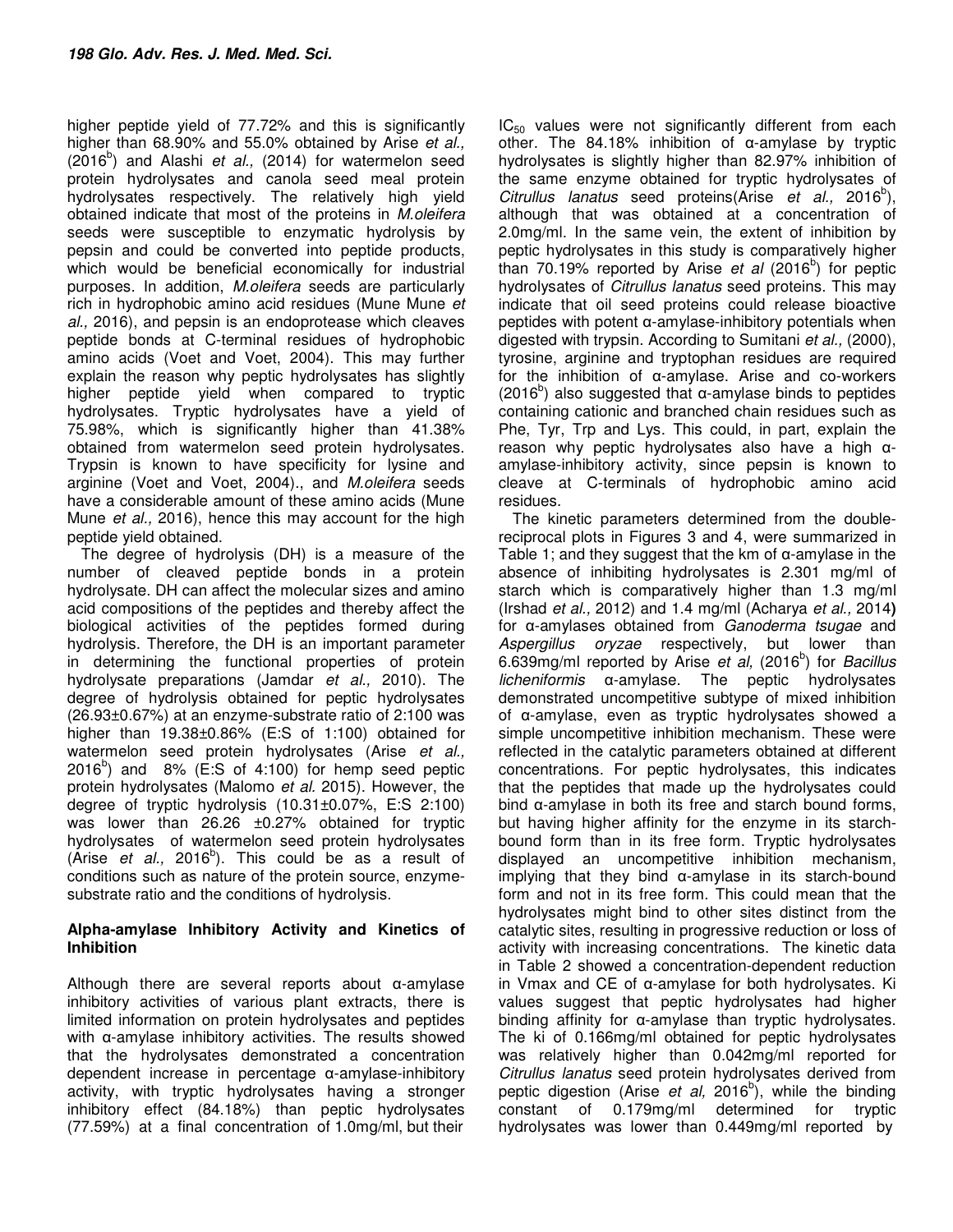higher peptide yield of 77.72% and this is significantly higher than 68.90% and 55.0% obtained by Arise *et al.,* (2016[b]) and Alashi *et al.,* (2014) for watermelon seed protein hydrolysates and canola seed meal protein hydrolysates respectively. The relatively high yield obtained indicate that most of the proteins in *M.oleifera* seeds were susceptible to enzymatic hydrolysis by pepsin and could be converted into peptide products, which would be beneficial economically for industrial purposes. In addition, *M.oleifera* seeds are particularly rich in hydrophobic amino acid residues (Mune Mune *et al.,* 2016), and pepsin is an endoprotease which cleaves peptide bonds at C-terminal residues of hydrophobic amino acids (Voet and Voet, 2004). This may further explain the reason why peptic hydrolysates has slightly higher peptide yield when compared to tryptic hydrolysates. Tryptic hydrolysates have a yield of 75.98%, which is significantly higher than 41.38% obtained from watermelon seed protein hydrolysates. Trypsin is known to have specificity for lysine and arginine (Voet and Voet, 2004)., and *M.oleifera* seeds have a considerable amount of these amino acids (Mune Mune *et al.,* 2016), hence this may account for the high peptide yield obtained.

The degree of hydrolysis (DH) is a measure of the number of cleaved peptide bonds in a protein hydrolysate. DH can affect the molecular sizes and amino acid compositions of the peptides and thereby affect the biological activities of the peptides formed during hydrolysis. Therefore, the DH is an important parameter in determining the functional properties of protein hydrolysate preparations (Jamdar *et al.,* 2010). The degree of hydrolysis obtained for peptic hydrolysates (26.93±0.67%) at an enzyme-substrate ratio of 2:100 was higher than 19.38±0.86% (E:S of 1:100) obtained for watermelon seed protein hydrolysates (Arise *et al.,* 2016[b]) and 8% (E:S of 4:100) for hemp seed peptic protein hydrolysates (Malomo *et al.* 2015). However, the degree of tryptic hydrolysis (10.31±0.07%, E:S 2:100) was lower than 26.26 ±0.27% obtained for tryptic hydrolysates of watermelon seed protein hydrolysates (Arise *et al.,* 2016[b]). This could be as a result of conditions such as nature of the protein source, enzyme-substrate ratio and the conditions of hydrolysis.

### Alpha-amylase Inhibitory Activity and Kinetics of Inhibition

Although there are several reports about α-amylase inhibitory activities of various plant extracts, there is limited information on protein hydrolysates and peptides with α-amylase inhibitory activities. The results showed that the hydrolysates demonstrated a concentration dependent increase in percentage α-amylase-inhibitory activity, with tryptic hydrolysates having a stronger inhibitory effect (84.18%) than peptic hydrolysates (77.59%) at a final concentration of 1.0mg/ml, but their $IC_{50}$ values were not significantly different from each other. The 84.18% inhibition of α-amylase by tryptic hydrolysates is slightly higher than 82.97% inhibition of the same enzyme obtained for tryptic hydrolysates of *Citrullus lanatus* seed proteins(Arise *et al.,* 2016[b]), although that was obtained at a concentration of 2.0mg/ml. In the same vein, the extent of inhibition by peptic hydrolysates in this study is comparatively higher than 70.19% reported by Arise *et al* (2016[b]) for peptic hydrolysates of *Citrullus lanatus* seed proteins. This may indicate that oil seed proteins could release bioactive peptides with potent α-amylase-inhibitory potentials when digested with trypsin. According to Sumitani *et al.,* (2000), tyrosine, arginine and tryptophan residues are required for the inhibition of α-amylase. Arise and co-workers (2016[b]) also suggested that α-amylase binds to peptides containing cationic and branched chain residues such as Phe, Tyr, Trp and Lys. This could, in part, explain the reason why peptic hydrolysates also have a high α-amylase-inhibitory activity, since pepsin is known to cleave at C-terminals of hydrophobic amino acid residues.

The kinetic parameters determined from the double-reciprocal plots in Figures 3 and 4, were summarized in Table 1; and they suggest that the km of α-amylase in the absence of inhibiting hydrolysates is 2.301 mg/ml of starch which is comparatively higher than 1.3 mg/ml (Irshad *et al.,* 2012) and 1.4 mg/ml (Acharya *et al.,* 2014**)** for α-amylases obtained from *Ganoderma tsugae* and *Aspergillus oryzae* respectively, but lower than 6.639mg/ml reported by Arise *et al,* (2016[b]) for *Bacillus licheniformis* α-amylase. The peptic hydrolysates demonstrated uncompetitive subtype of mixed inhibition of α-amylase, even as tryptic hydrolysates showed a simple uncompetitive inhibition mechanism. These were reflected in the catalytic parameters obtained at different concentrations. For peptic hydrolysates, this indicates that the peptides that made up the hydrolysates could bind α-amylase in both its free and starch bound forms, but having higher affinity for the enzyme in its starch-bound form than in its free form. Tryptic hydrolysates displayed an uncompetitive inhibition mechanism, implying that they bind α-amylase in its starch-bound form and not in its free form. This could mean that the hydrolysates might bind to other sites distinct from the catalytic sites, resulting in progressive reduction or loss of activity with increasing concentrations. The kinetic data in Table 2 showed a concentration-dependent reduction in Vmax and CE of α-amylase for both hydrolysates. Ki values suggest that peptic hydrolysates had higher binding affinity for α-amylase than tryptic hydrolysates. The ki of 0.166mg/ml obtained for peptic hydrolysates was relatively higher than 0.042mg/ml reported for *Citrullus lanatus* seed protein hydrolysates derived from peptic digestion (Arise *et al,* 2016[b]), while the binding constant of 0.179mg/ml determined for tryptic hydrolysates was lower than 0.449mg/ml reported by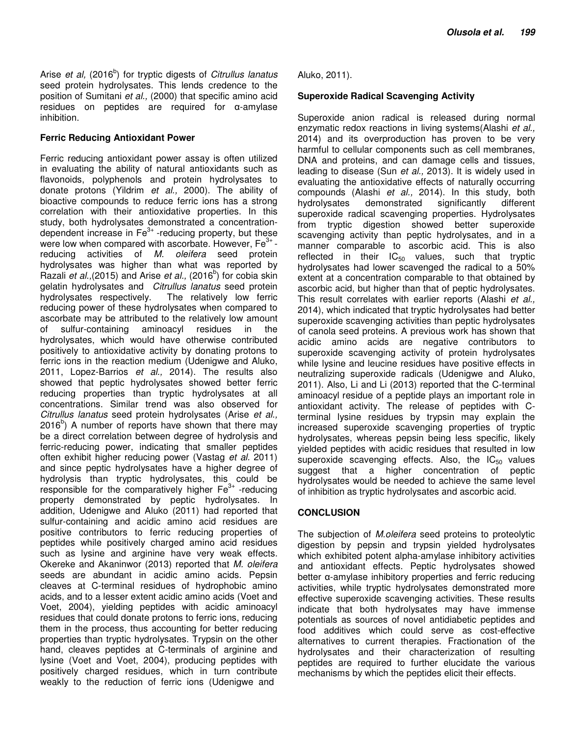Arise *et al,* (2016[b]) for tryptic digests of *Citrullus lanatus* seed protein hydrolysates. This lends credence to the position of Sumitani *et al.,* (2000) that specific amino acid residues on peptides are required for α-amylase inhibition.

## Ferric Reducing Antioxidant Power

Ferric reducing antioxidant power assay is often utilized in evaluating the ability of natural antioxidants such as flavonoids, polyphenols and protein hydrolysates to donate protons (Yildrim *et al.,* 2000). The ability of bioactive compounds to reduce ferric ions has a strong correlation with their antioxidative properties. In this study, both hydrolysates demonstrated a concentration-dependent increase in $Fe^{3+}$ -reducing property, but these were low when compared with ascorbate. However, $Fe^{3+}$ -reducing activities of *M. oleifera* seed protein hydrolysates was higher than what was reported by Razali *et al.,*(2015) and Arise *et al.,* (2016[b]) for cobia skin gelatin hydrolysates and *Citrullus lanatus* seed protein hydrolysates respectively. The relatively low ferric reducing power of these hydrolysates when compared to ascorbate may be attributed to the relatively low amount of sulfur-containing aminoacyl residues in the hydrolysates, which would have otherwise contributed positively to antioxidative activity by donating protons to ferric ions in the reaction medium (Udenigwe and Aluko, 2011, Lopez-Barrios *et al.,* 2014). The results also showed that peptic hydrolysates showed better ferric reducing properties than tryptic hydrolysates at all concentrations. Similar trend was also observed for *Citrullus lanatus* seed protein hydrolysates (Arise *et al.,* 2016[b]) A number of reports have shown that there may be a direct correlation between degree of hydrolysis and ferric-reducing power, indicating that smaller peptides often exhibit higher reducing power (Vastag *et al.* 2011) and since peptic hydrolysates have a higher degree of hydrolysis than tryptic hydrolysates, this could be responsible for the comparatively higher $Fe^{3+}$ -reducing property demonstrated by peptic hydrolysates. In addition, Udenigwe and Aluko (2011) had reported that sulfur-containing and acidic amino acid residues are positive contributors to ferric reducing properties of peptides while positively charged amino acid residues such as lysine and arginine have very weak effects. Okereke and Akaninwor (2013) reported that *M. oleifera* seeds are abundant in acidic amino acids. Pepsin cleaves at C-terminal residues of hydrophobic amino acids, and to a lesser extent acidic amino acids (Voet and Voet, 2004), yielding peptides with acidic aminoacyl residues that could donate protons to ferric ions, reducing them in the process, thus accounting for better reducing properties than tryptic hydrolysates. Trypsin on the other hand, cleaves peptides at C-terminals of arginine and lysine (Voet and Voet, 2004), producing peptides with positively charged residues, which in turn contribute weakly to the reduction of ferric ions (Udenigwe and Aluko, 2011).

## Superoxide Radical Scavenging Activity

Superoxide anion radical is released during normal enzymatic redox reactions in living systems(Alashi *et al.,* 2014) and its overproduction has proven to be very harmful to cellular components such as cell membranes, DNA and proteins, and can damage cells and tissues, leading to disease (Sun *et al.,* 2013). It is widely used in evaluating the antioxidative effects of naturally occurring compounds (Alashi *et al.,* 2014). In this study, both hydrolysates demonstrated significantly different superoxide radical scavenging properties. Hydrolysates from tryptic digestion showed better superoxide scavenging activity than peptic hydrolysates, and in a manner comparable to ascorbic acid. This is also reflected in their $IC_{50}$ values, such that tryptic hydrolysates had lower scavenged the radical to a 50% extent at a concentration comparable to that obtained by ascorbic acid, but higher than that of peptic hydrolysates. This result correlates with earlier reports (Alashi *et al.,* 2014), which indicated that tryptic hydrolysates had better superoxide scavenging activities than peptic hydrolysates of canola seed proteins. A previous work has shown that acidic amino acids are negative contributors to superoxide scavenging activity of protein hydrolysates while lysine and leucine residues have positive effects in neutralizing superoxide radicals (Udenigwe and Aluko, 2011). Also, Li and Li (2013) reported that the C-terminal aminoacyl residue of a peptide plays an important role in antioxidant activity. The release of peptides with C-terminal lysine residues by trypsin may explain the increased superoxide scavenging properties of tryptic hydrolysates, whereas pepsin being less specific, likely yielded peptides with acidic residues that resulted in low superoxide scavenging effects. Also, the $IC_{50}$ values suggest that a higher concentration of peptic hydrolysates would be needed to achieve the same level of inhibition as tryptic hydrolysates and ascorbic acid.

## CONCLUSION

The subjection of *M.oleifera* seed proteins to proteolytic digestion by pepsin and trypsin yielded hydrolysates which exhibited potent alpha-amylase inhibitory activities and antioxidant effects. Peptic hydrolysates showed better α-amylase inhibitory properties and ferric reducing activities, while tryptic hydrolysates demonstrated more effective superoxide scavenging activities. These results indicate that both hydrolysates may have immense potentials as sources of novel antidiabetic peptides and food additives which could serve as cost-effective alternatives to current therapies. Fractionation of the hydrolysates and their characterization of resulting peptides are required to further elucidate the various mechanisms by which the peptides elicit their effects.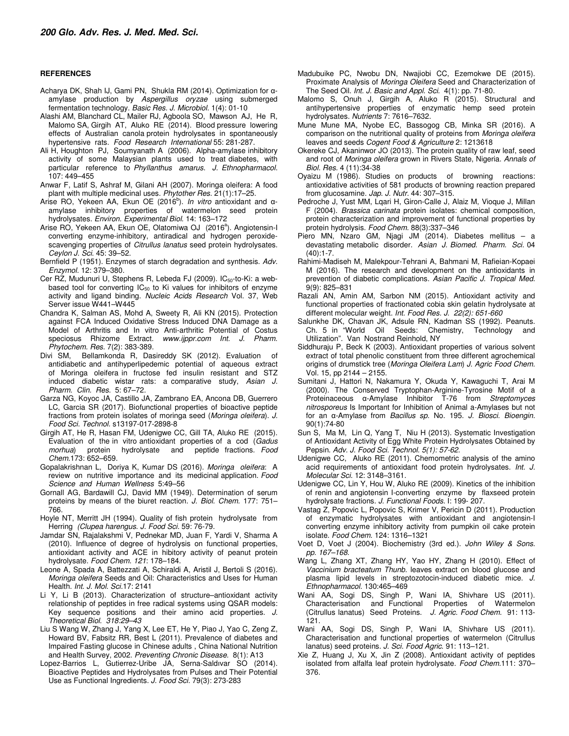## REFERENCES

Acharya DK, Shah IJ, Gami PN, Shukla RM (2014). Optimization for α-amylase production by *Aspergillus oryzae* using submerged fermentation technology. *Basic Res. J. Microbiol.* 1(4): 01-10

Alashi AM, Blanchard CL, Mailer RJ, Agboola SO, Mawson AJ, He R, Malomo SA, Girgih AT, Aluko RE (2014). Blood pressure lowering effects of Australian canola protein hydrolysates in spontaneously hypertensive rats. *Food Research International* 55: 281-287.

Ali H, Houghton PJ, Soumyanath A (2006). Alpha-amylase inhibitory activity of some Malaysian plants used to treat diabetes, with particular reference to *Phyllanthus amarus*. *J. Ethnopharmacol.* 107: 449–455

Anwar F, Latif S, Ashraf M, Gilani AH (2007). Moringa oleifera: A food plant with multiple medicinal uses. *Phytother Res.* 21(1):17–25.

Arise RO, Yekeen AA, Ekun OE (2016[b]). *In vitro* antioxidant and α-amylase inhibitory properties of watermelon seed protein hydrolysates. *Environ. Experimental Biol.* 14: 163–172

Arise RO, Yekeen AA, Ekun OE, Olatomiwa OJ (2016[a]). Angiotensin-I converting enzyme-inhibitory, antiradical and hydrogen peroxide-scavenging properties of *Citrullus lanatus* seed protein hydrolysates. *Ceylon J. Sci.* 45: 39–52.

Bernfield P (1951). Enzymes of starch degradation and synthesis. *Adv. Enzymol.* 12: 379–380.

Cer RZ, Mudunuri U, Stephens R, Lebeda FJ (2009). $IC_{50}$-to-Ki: a web-based tool for converting $IC_{50}$ to Ki values for inhibitors of enzyme activity and ligand binding. *Nucleic Acids Research* Vol. 37, Web Server issue W441–W445

Chandra K, Salman AS, Mohd A, Sweety R, Ali KN (2015). Protection against FCA Induced Oxidative Stress Induced DNA Damage as a Model of Arthritis and In vitro Anti-arthritic Potential of Costus speciosus Rhizome Extract. *www.ijppr.com Int. J. Pharm. Phytochem. Res.* 7(2): 383-389.

Divi SM, Bellamkonda R, Dasireddy SK (2012). Evaluation of antidiabetic and antihyperlipedemic potential of aqueous extract of Moringa oleifera in fructose fed insulin resistant and STZ induced diabetic wistar rats: a comparative study, *Asian J. Pharm. Clin. Res.* 5: 67–72.

Garza NG, Koyoc JA, Castillo JA, Zambrano EA, Ancona DB, Guerrero LC, Garcia SR (2017). Biofunctional properties of bioactive peptide fractions from protein isolates of moringa seed (*Moringa oleifera*). *J. Food Sci. Technol.* s13197-017-2898-8

Girgih AT, He R, Hasan FM, Udenigwe CC, Gill TA, Aluko RE (2015). Evaluation of the in vitro antioxidant properties of a cod (*Gadus morhua*) protein hydrolysate and peptide fractions. *Food Chem.*173: 652–659.

Gopalakrishnan L, Doriya K, Kumar DS (2016). *Moringa oleifera*: A review on nutritive importance and its medicinal application. *Food Science and Human Wellness* 5:49–56

Gornall AG, Bardawill CJ, David MM (1949). Determination of serum proteins by means of the biuret reaction. *J. Biol. Chem.* 177: 751–766.

Hoyle NT, Merritt JH (1994). Quality of fish protein hydrolysate from Herring *(Clupea harengus. J. Food Sci.* 59: 76-79.

Jamdar SN, Rajalakshmi V, Pednekar MD, Juan F, Yardi V, Sharma A (2010). Influence of degree of hydrolysis on functional properties, antioxidant activity and ACE in hibitory activity of peanut protein hydrolysate. *Food Chem. 121*: 178–184.

Leone A, Spada A, Battezzati A, Schiraldi A, Aristil J, Bertoli S (2016). *Moringa oleifera* Seeds and Oil: Characteristics and Uses for Human Health. *Int. J. Mol. Sci.*17: 2141

Li Y, Li B (2013). Characterization of structure–antioxidant activity relationship of peptides in free radical systems using QSAR models: Key sequence positions and their amino acid properties. *J. Theoretical Biol. 318:29–43*

Liu S Wang W, Zhang J, Yang X, Lee ET, He Y, Piao J, Yao C, Zeng Z, Howard BV, Fabsitz RR, Best L (2011). Prevalence of diabetes and Impaired Fasting glucose in Chinese adults , China National Nutrition and Health Survey, 2002. *Preventing Chronic Disease.* 8(1): A13

Lopez-Barrios L, Gutierrez-Uribe JA, Serna-Saldıvar SO (2014). Bioactive Peptides and Hydrolysates from Pulses and Their Potential Use as Functional Ingredients. *J. Food Sci.* 79(3): 273-283

Madubuike PC, Nwobu DN, Nwajiobi CC, Ezemokwe DE (2015). Proximate Analysis of *Moringa Oleifera* Seed and Characterization of The Seed Oil. *Int. J. Basic and Appl. Sci.* 4(1): pp. 71-80.

Malomo S, Onuh J, Girgih A, Aluko R (2015). Structural and antihypertensive properties of enzymatic hemp seed protein hydrolysates. *Nutrients* 7: 7616–7632.

Mune Mune MA, Nyobe EC, Bassogog CB, Minka SR (2016). A comparison on the nutritional quality of proteins from *Moringa oleifera* leaves and seeds *Cogent Food & Agriculture* 2: 1213618

Okereke CJ, Akaninwor JO (2013). The protein quality of raw leaf, seed and root of *Moringa oleifera* grown in Rivers State, Nigeria. *Annals of Biol. Res.* 4 (11):34-38

Oyaizu M (1986). Studies on products of browning reactions: antioxidative activities of 581 products of browning reaction prepared from glucosamine. *Jap. J. Nutr.* 44: 307–315.

Pedroche J, Yust MM, Lqari H, Giron-Calle J, Alaiz M, Vioque J, Millan F (2004). *Brassica carinata* protein isolates: chemical composition, protein characterization and improvement of functional properties by protein hydrolysis. *Food Chem.* 88(3):337–346

Piero MN, Nzaro GM, Njagi JM (2014). Diabetes mellitus – a devastating metabolic disorder. *Asian J. Biomed. Pharm. Sci.* 04 (40):1-7.

Rahimi-Madiseh M, Malekpour-Tehrani A, Bahmani M, Rafieian-Kopaei M (2016). The research and development on the antioxidants in prevention of diabetic complications. *Asian Pacific J. Tropical Med.* 9(9): 825–831

Razali AN, Amin AM, Sarbon NM (2015). Antioxidant activity and functional properties of fractionated cobia skin gelatin hydrolysate at different molecular weight. *Int. Food Res. J. 22(2): 651-660*

Salunkhe DK, Chavan JK, Adsule RN, Kadman SS (1992). Peanuts. Ch. 5 in "World Oil Seeds: Chemistry, Technology and Utilization". Van Nostrand Reinhold, NY

Siddhuraju P, Beck K (2003). Antioxidant properties of various solvent extract of total phenolic constituent from three different agrochemical origins of drumstick tree (*Moringa Oleifera Lam*) *J. Agric Food Chem.* Vol. 15, pp 2144 – 2155.

Sumitani J, Hattori N, Nakamura Y, Okuda Y, Kawaguchi T, Arai M (2000). The Conserved Tryptophan-Arginine-Tyrosine Motif of a Proteinaceous α-Amylase Inhibitor T-76 from *Streptomyces nitrosporeus* Is Important for Inhibition of Animal a-Amylases but not for an α-Amylase from *Bacillus sp.* No. 195. *J. Biosci. Bioengin.* 90(1):74-80

Sun S, Ma M, Lin Q, Yang T, Niu H (2013). Systematic Investigation of Antioxidant Activity of Egg White Protein Hydrolysates Obtained by Pepsin. *Adv. J. Food Sci. Technol. 5(1): 57-62.*

Udenigwe CC, Aluko RE (2011). Chemometric analysis of the amino acid requirements of antioxidant food protein hydrolysates. *Int. J. Molecular Sci.* 12: 3148–3161.

Udenigwe CC, Lin Y, Hou W, Aluko RE (2009). Kinetics of the inhibition of renin and angiotensin I-converting enzyme by flaxseed protein hydrolysate fractions. *J. Functional Foods.* I: 199- 207.

Vastag Z, Popovic L, Popovic S, Krimer V, Pericin D (2011). Production of enzymatic hydrolysates with antioxidant and angiotensin-I converting enzyme inhibitory activity from pumpkin oil cake protein isolate. *Food Chem.* 124: 1316–1321

Voet D, Voet J (2004). Biochemistry (3rd ed.). *John Wiley & Sons. pp. 167–168.*

Wang L, Zhang XT, Zhang HY, Yao HY, Zhang H (2010). Effect of *Vaccinium bracteatum Thunb.* leaves extract on blood glucose and plasma lipid levels in streptozotocin-induced diabetic mice. *J. Ethnopharmacol.* 130:465–469

Wani AA, Sogi DS, Singh P, Wani IA, Shivhare US (2011). Characterisation and Functional Properties of Watermelon (Citrullus lanatus) Seed Proteins. *J. Agric. Food Chem.* 91: 113-121.

Wani AA, Sogi DS, Singh P, Wani IA, Shivhare US (2011). Characterization and functional properties of watermelon (Citrullus lanatus) seed proteins. *J. Sci. Food Agric.* 91: 113–121.

Xie Z, Huang J, Xu X, Jin Z (2008). Antioxidant activity of peptides isolated from alfalfa leaf protein hydrolysate. *Food Chem.*111: 370–376.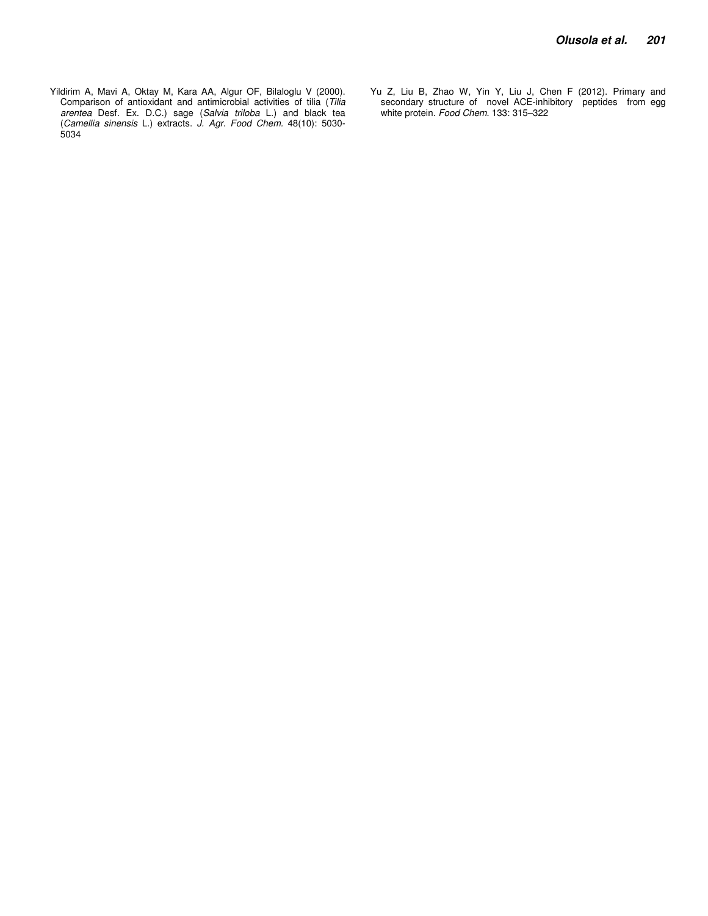Yildirim A, Mavi A, Oktay M, Kara AA, Algur OF, Bilaloglu V (2000). Comparison of antioxidant and antimicrobial activities of tilia (*Tilia arentea* Desf. Ex. D.C.) sage (*Salvia triloba* L.) and black tea (*Camellia sinensis* L.) extracts. *J. Agr. Food Chem.* 48(10): 5030-5034

Yu Z, Liu B, Zhao W, Yin Y, Liu J, Chen F (2012). Primary and secondary structure of novel ACE-inhibitory peptides from egg white protein. *Food Chem.* 133: 315–322